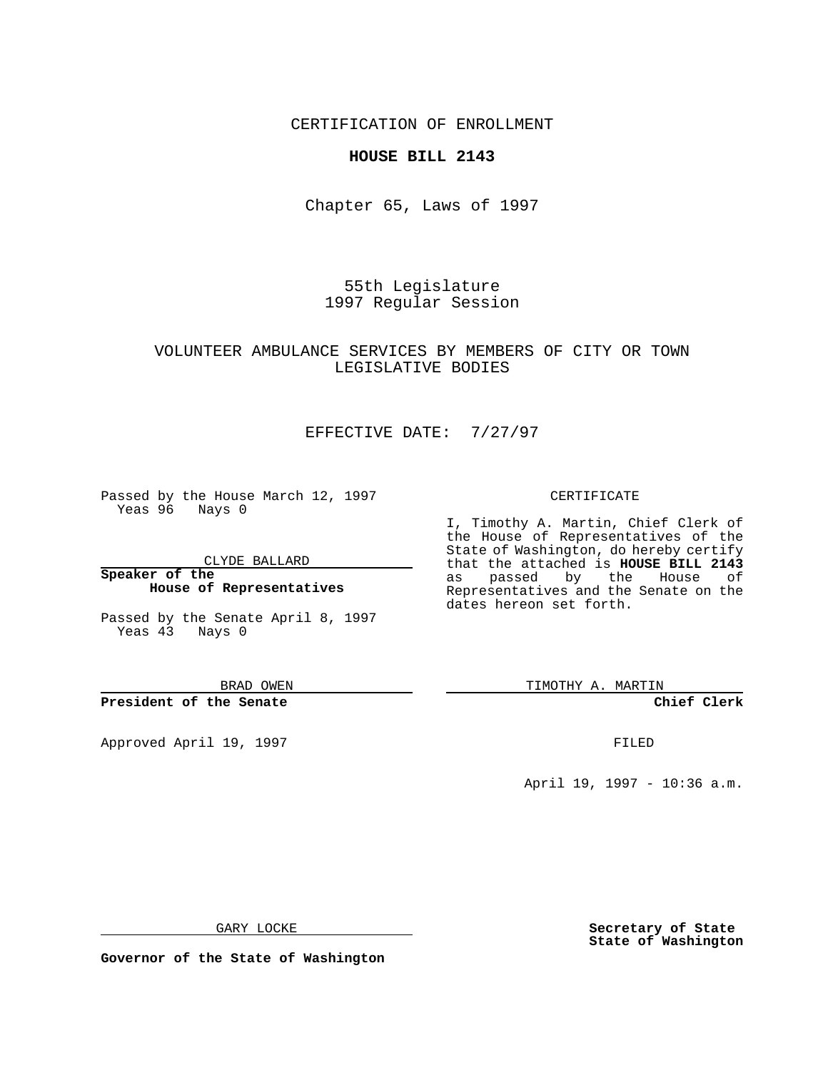CERTIFICATION OF ENROLLMENT

**HOUSE BILL 2143**

Chapter 65, Laws of 1997

55th Legislature
1997 Regular Session

VOLUNTEER AMBULANCE SERVICES BY MEMBERS OF CITY OR TOWN LEGISLATIVE BODIES

EFFECTIVE DATE: 7/27/97

Passed by the House March 12, 1997
Yeas 96 Nays 0

CLYDE BALLARD

**Speaker of the House of Representatives**

Passed by the Senate April 8, 1997
Yeas 43 Nays 0

BRAD OWEN

**President of the Senate**

Approved April 19, 1997

GARY LOCKE

**Governor of the State of Washington**

CERTIFICATE

I, Timothy A. Martin, Chief Clerk of the House of Representatives of the State of Washington, do hereby certify that the attached is **HOUSE BILL 2143** as passed by the House of Representatives and the Senate on the dates hereon set forth.

TIMOTHY A. MARTIN

**Chief Clerk**

FILED

April 19, 1997 - 10:36 a.m.

**Secretary of State State of Washington**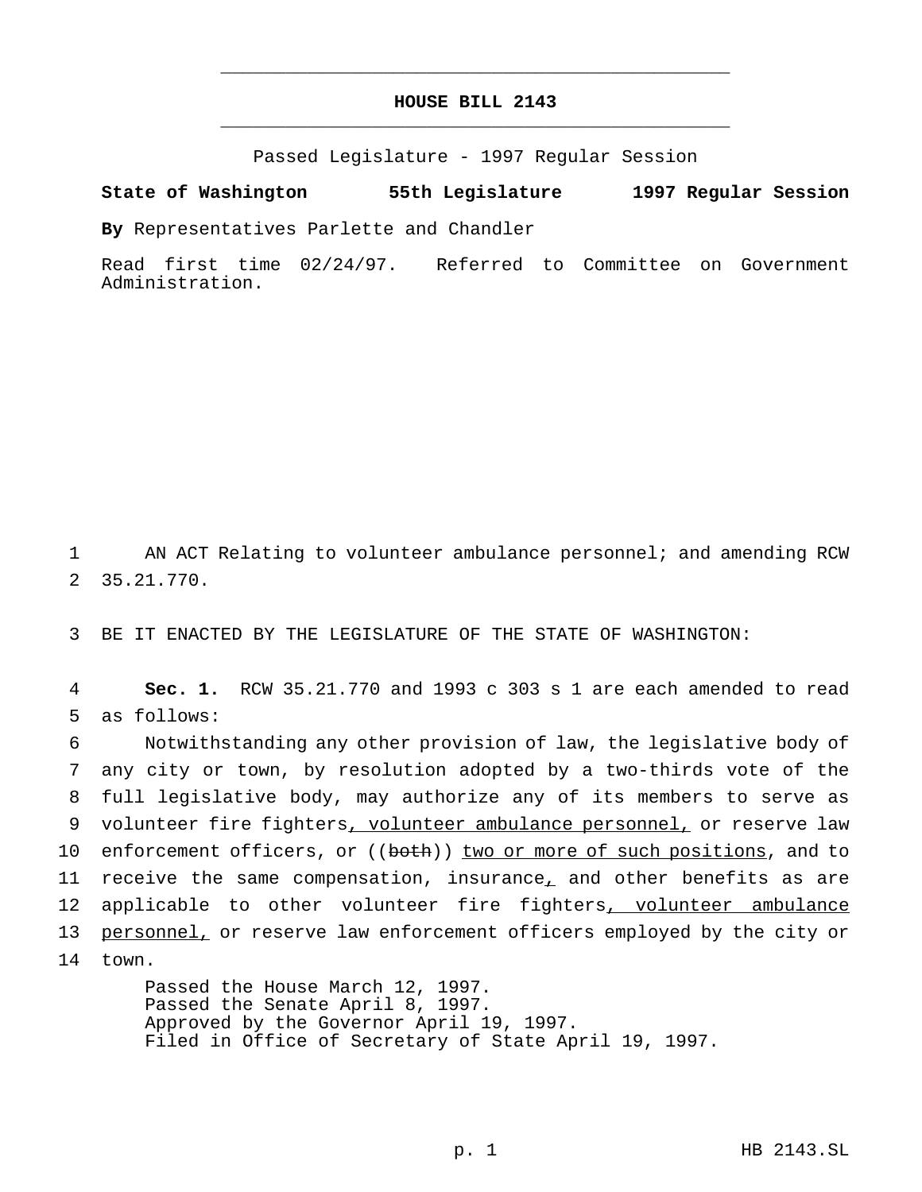# HOUSE BILL 2143

Passed Legislature - 1997 Regular Session

**State of Washington 55th Legislature 1997 Regular Session**

**By** Representatives Parlette and Chandler

Read first time 02/24/97. Referred to Committee on Government Administration.

AN ACT Relating to volunteer ambulance personnel; and amending RCW 35.21.770.

BE IT ENACTED BY THE LEGISLATURE OF THE STATE OF WASHINGTON:

**Sec. 1.** RCW 35.21.770 and 1993 c 303 s 1 are each amended to read as follows:

Notwithstanding any other provision of law, the legislative body of any city or town, by resolution adopted by a two-thirds vote of the full legislative body, may authorize any of its members to serve as volunteer fire fighters<u>, volunteer ambulance personnel,</u> or reserve law enforcement officers, or ((~~both~~)) <u>two or more of such positions</u>, and to receive the same compensation, insurance<u>,</u> and other benefits as are applicable to other volunteer fire fighters<u>, volunteer ambulance personnel,</u> or reserve law enforcement officers employed by the city or town.

Passed the House March 12, 1997.
Passed the Senate April 8, 1997.
Approved by the Governor April 19, 1997.
Filed in Office of Secretary of State April 19, 1997.